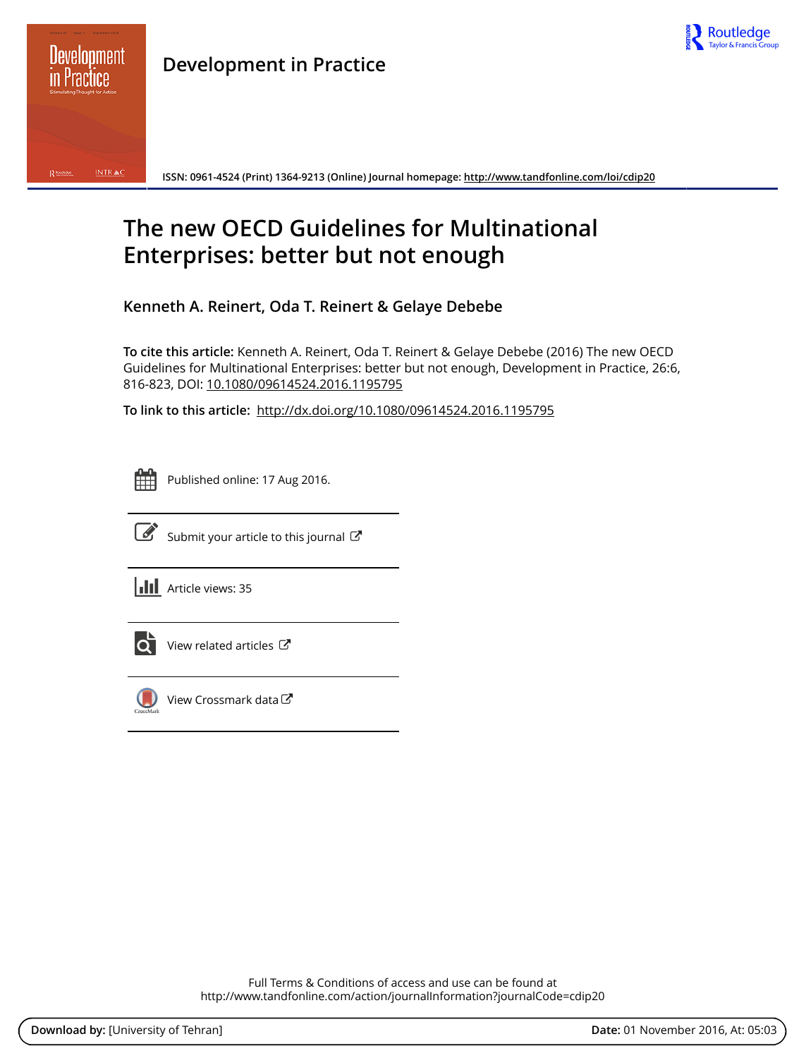**Development in Practice**

ISSN: 0961-4524 (Print) 1364-9213 (Online) Journal homepage: http://www.tandfonline.com/loi/cdip20

# The new OECD Guidelines for Multinational Enterprises: better but not enough

**Kenneth A. Reinert, Oda T. Reinert & Gelaye Debebe**

**To cite this article:** Kenneth A. Reinert, Oda T. Reinert & Gelaye Debebe (2016) The new OECD Guidelines for Multinational Enterprises: better but not enough, Development in Practice, 26:6, 816-823, DOI: 10.1080/09614524.2016.1195795

**To link to this article:** http://dx.doi.org/10.1080/09614524.2016.1195795

Published online: 17 Aug 2016.

Submit your article to this journal

Article views: 35

View related articles

View Crossmark data

Full Terms & Conditions of access and use can be found at
http://www.tandfonline.com/action/journalInformation?journalCode=cdip20

**Download by:** [University of Tehran] **Date:** 01 November 2016, At: 05:03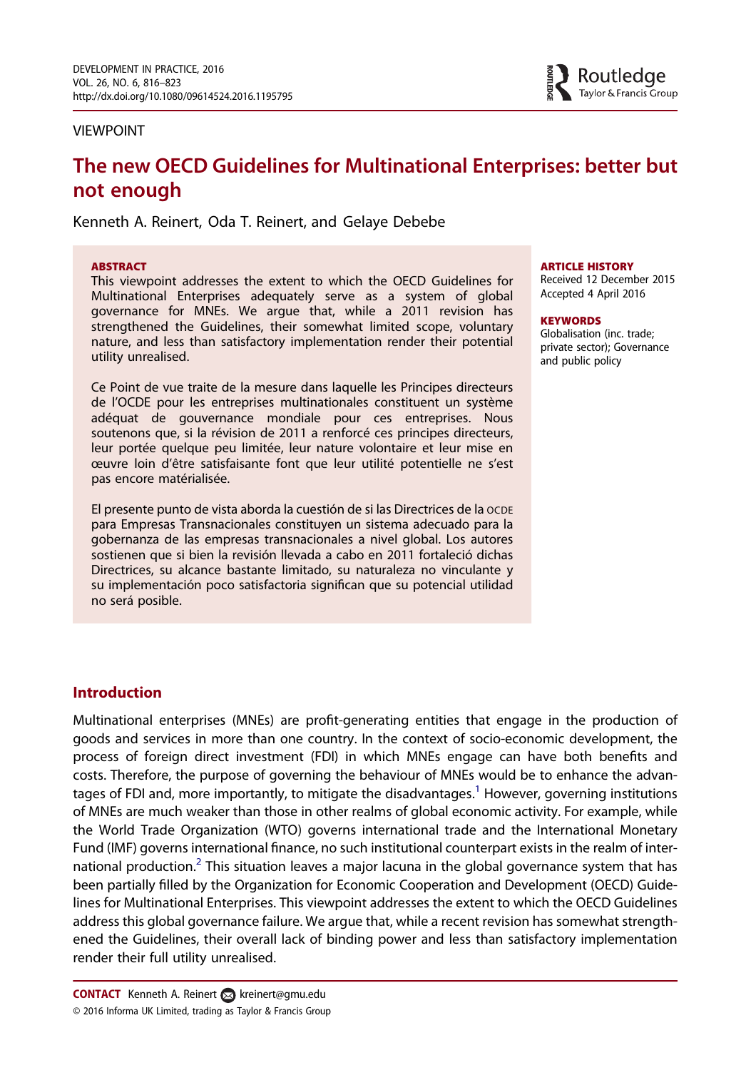VIEWPOINT

# The new OECD Guidelines for Multinational Enterprises: better but not enough

Kenneth A. Reinert, Oda T. Reinert, and Gelaye Debebe

**ABSTRACT**

This viewpoint addresses the extent to which the OECD Guidelines for Multinational Enterprises adequately serve as a system of global governance for MNEs. We argue that, while a 2011 revision has strengthened the Guidelines, their somewhat limited scope, voluntary nature, and less than satisfactory implementation render their potential utility unrealised.

Ce Point de vue traite de la mesure dans laquelle les Principes directeurs de l'OCDE pour les entreprises multinationales constituent un système adéquat de gouvernance mondiale pour ces entreprises. Nous soutenons que, si la révision de 2011 a renforcé ces principes directeurs, leur portée quelque peu limitée, leur nature volontaire et leur mise en œuvre loin d'être satisfaisante font que leur utilité potentielle ne s'est pas encore matérialisée.

El presente punto de vista aborda la cuestión de si las Directrices de la OCDE para Empresas Transnacionales constituyen un sistema adecuado para la gobernanza de las empresas transnacionales a nivel global. Los autores sostienen que si bien la revisión llevada a cabo en 2011 fortaleció dichas Directrices, su alcance bastante limitado, su naturaleza no vinculante y su implementación poco satisfactoria significan que su potencial utilidad no será posible.

**ARTICLE HISTORY**
Received 12 December 2015
Accepted 4 April 2016

**KEYWORDS**
Globalisation (inc. trade; private sector); Governance and public policy

## Introduction

Multinational enterprises (MNEs) are profit-generating entities that engage in the production of goods and services in more than one country. In the context of socio-economic development, the process of foreign direct investment (FDI) in which MNEs engage can have both benefits and costs. Therefore, the purpose of governing the behaviour of MNEs would be to enhance the advantages of FDI and, more importantly, to mitigate the disadvantages.[1] However, governing institutions of MNEs are much weaker than those in other realms of global economic activity. For example, while the World Trade Organization (WTO) governs international trade and the International Monetary Fund (IMF) governs international finance, no such institutional counterpart exists in the realm of international production.[2] This situation leaves a major lacuna in the global governance system that has been partially filled by the Organization for Economic Cooperation and Development (OECD) Guidelines for Multinational Enterprises. This viewpoint addresses the extent to which the OECD Guidelines address this global governance failure. We argue that, while a recent revision has somewhat strengthened the Guidelines, their overall lack of binding power and less than satisfactory implementation render their full utility unrealised.

**CONTACT** Kenneth A. Reinert kreinert@gmu.edu
© 2016 Informa UK Limited, trading as Taylor & Francis Group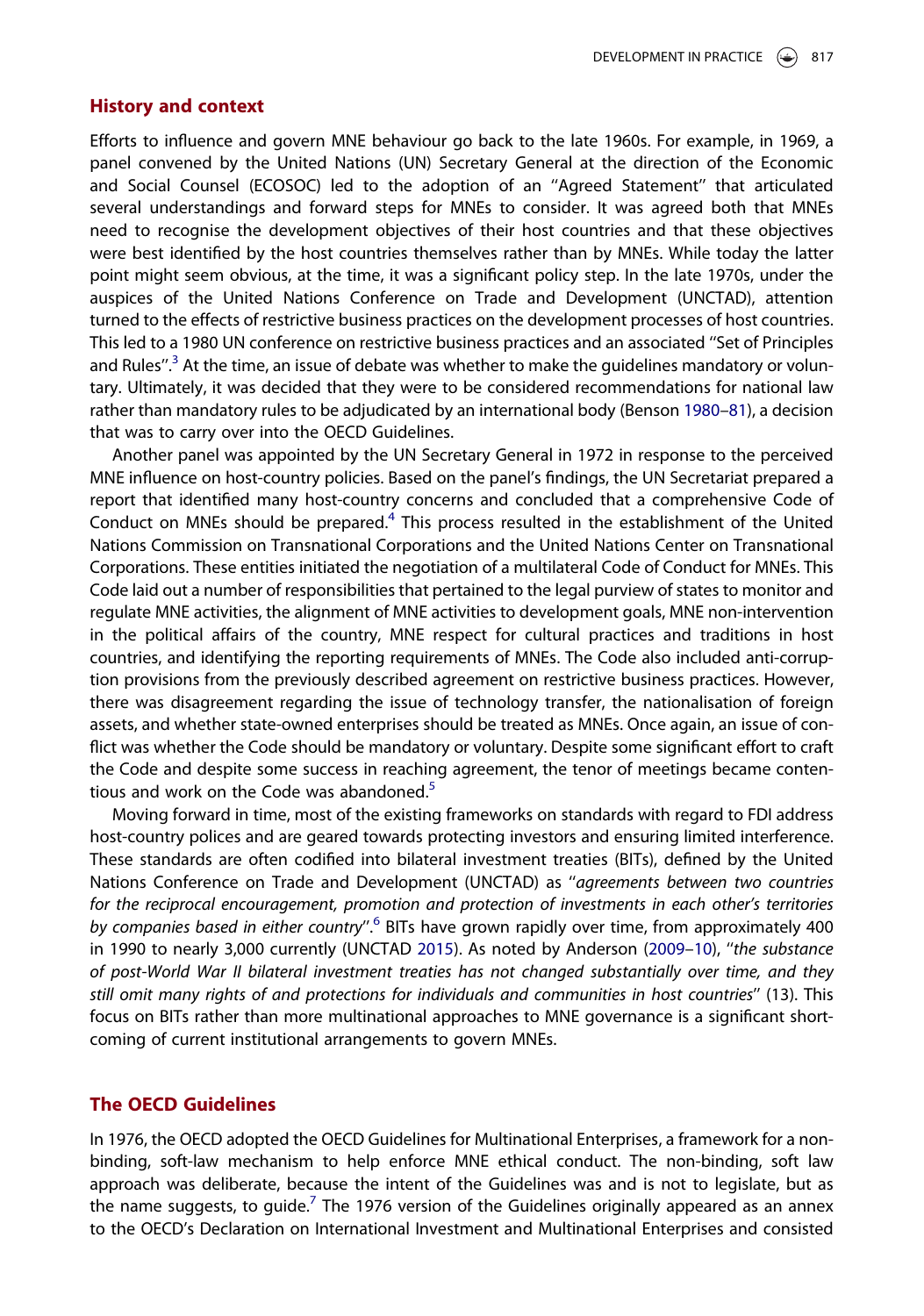## History and context

Efforts to influence and govern MNE behaviour go back to the late 1960s. For example, in 1969, a panel convened by the United Nations (UN) Secretary General at the direction of the Economic and Social Counsel (ECOSOC) led to the adoption of an "Agreed Statement" that articulated several understandings and forward steps for MNEs to consider. It was agreed both that MNEs need to recognise the development objectives of their host countries and that these objectives were best identified by the host countries themselves rather than by MNEs. While today the latter point might seem obvious, at the time, it was a significant policy step. In the late 1970s, under the auspices of the United Nations Conference on Trade and Development (UNCTAD), attention turned to the effects of restrictive business practices on the development processes of host countries. This led to a 1980 UN conference on restrictive business practices and an associated "Set of Principles and Rules".[3] At the time, an issue of debate was whether to make the guidelines mandatory or voluntary. Ultimately, it was decided that they were to be considered recommendations for national law rather than mandatory rules to be adjudicated by an international body (Benson 1980–81), a decision that was to carry over into the OECD Guidelines.

Another panel was appointed by the UN Secretary General in 1972 in response to the perceived MNE influence on host-country policies. Based on the panel's findings, the UN Secretariat prepared a report that identified many host-country concerns and concluded that a comprehensive Code of Conduct on MNEs should be prepared.[4] This process resulted in the establishment of the United Nations Commission on Transnational Corporations and the United Nations Center on Transnational Corporations. These entities initiated the negotiation of a multilateral Code of Conduct for MNEs. This Code laid out a number of responsibilities that pertained to the legal purview of states to monitor and regulate MNE activities, the alignment of MNE activities to development goals, MNE non-intervention in the political affairs of the country, MNE respect for cultural practices and traditions in host countries, and identifying the reporting requirements of MNEs. The Code also included anti-corruption provisions from the previously described agreement on restrictive business practices. However, there was disagreement regarding the issue of technology transfer, the nationalisation of foreign assets, and whether state-owned enterprises should be treated as MNEs. Once again, an issue of conflict was whether the Code should be mandatory or voluntary. Despite some significant effort to craft the Code and despite some success in reaching agreement, the tenor of meetings became contentious and work on the Code was abandoned.[5]

Moving forward in time, most of the existing frameworks on standards with regard to FDI address host-country polices and are geared towards protecting investors and ensuring limited interference. These standards are often codified into bilateral investment treaties (BITs), defined by the United Nations Conference on Trade and Development (UNCTAD) as "*agreements between two countries for the reciprocal encouragement, promotion and protection of investments in each other's territories by companies based in either country*".[6] BITs have grown rapidly over time, from approximately 400 in 1990 to nearly 3,000 currently (UNCTAD 2015). As noted by Anderson (2009–10), "*the substance of post-World War II bilateral investment treaties has not changed substantially over time, and they still omit many rights of and protections for individuals and communities in host countries*" (13). This focus on BITs rather than more multinational approaches to MNE governance is a significant shortcoming of current institutional arrangements to govern MNEs.

## The OECD Guidelines

In 1976, the OECD adopted the OECD Guidelines for Multinational Enterprises, a framework for a non-binding, soft-law mechanism to help enforce MNE ethical conduct. The non-binding, soft law approach was deliberate, because the intent of the Guidelines was and is not to legislate, but as the name suggests, to guide.[7] The 1976 version of the Guidelines originally appeared as an annex to the OECD's Declaration on International Investment and Multinational Enterprises and consisted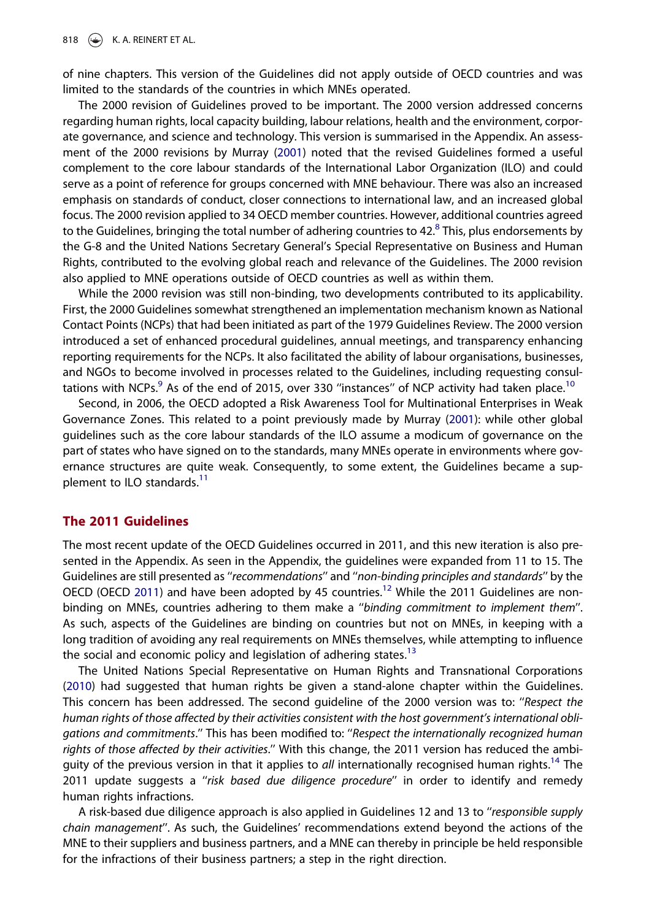of nine chapters. This version of the Guidelines did not apply outside of OECD countries and was limited to the standards of the countries in which MNEs operated.

The 2000 revision of Guidelines proved to be important. The 2000 version addressed concerns regarding human rights, local capacity building, labour relations, health and the environment, corporate governance, and science and technology. This version is summarised in the Appendix. An assessment of the 2000 revisions by Murray (2001) noted that the revised Guidelines formed a useful complement to the core labour standards of the International Labor Organization (ILO) and could serve as a point of reference for groups concerned with MNE behaviour. There was also an increased emphasis on standards of conduct, closer connections to international law, and an increased global focus. The 2000 revision applied to 34 OECD member countries. However, additional countries agreed to the Guidelines, bringing the total number of adhering countries to 42.[8] This, plus endorsements by the G-8 and the United Nations Secretary General's Special Representative on Business and Human Rights, contributed to the evolving global reach and relevance of the Guidelines. The 2000 revision also applied to MNE operations outside of OECD countries as well as within them.

While the 2000 revision was still non-binding, two developments contributed to its applicability. First, the 2000 Guidelines somewhat strengthened an implementation mechanism known as National Contact Points (NCPs) that had been initiated as part of the 1979 Guidelines Review. The 2000 version introduced a set of enhanced procedural guidelines, annual meetings, and transparency enhancing reporting requirements for the NCPs. It also facilitated the ability of labour organisations, businesses, and NGOs to become involved in processes related to the Guidelines, including requesting consultations with NCPs.[9] As of the end of 2015, over 330 "instances" of NCP activity had taken place.[10]

Second, in 2006, the OECD adopted a Risk Awareness Tool for Multinational Enterprises in Weak Governance Zones. This related to a point previously made by Murray (2001): while other global guidelines such as the core labour standards of the ILO assume a modicum of governance on the part of states who have signed on to the standards, many MNEs operate in environments where governance structures are quite weak. Consequently, to some extent, the Guidelines became a supplement to ILO standards.[11]

## The 2011 Guidelines

The most recent update of the OECD Guidelines occurred in 2011, and this new iteration is also presented in the Appendix. As seen in the Appendix, the guidelines were expanded from 11 to 15. The Guidelines are still presented as "*recommendations*" and "*non-binding principles and standards*" by the OECD (OECD 2011) and have been adopted by 45 countries.[12] While the 2011 Guidelines are non-binding on MNEs, countries adhering to them make a "*binding commitment to implement them*". As such, aspects of the Guidelines are binding on countries but not on MNEs, in keeping with a long tradition of avoiding any real requirements on MNEs themselves, while attempting to influence the social and economic policy and legislation of adhering states.[13]

The United Nations Special Representative on Human Rights and Transnational Corporations (2010) had suggested that human rights be given a stand-alone chapter within the Guidelines. This concern has been addressed. The second guideline of the 2000 version was to: "*Respect the human rights of those affected by their activities consistent with the host government's international obligations and commitments*." This has been modified to: "*Respect the internationally recognized human rights of those affected by their activities*." With this change, the 2011 version has reduced the ambiguity of the previous version in that it applies to *all* internationally recognised human rights.[14] The 2011 update suggests a "*risk based due diligence procedure*" in order to identify and remedy human rights infractions.

A risk-based due diligence approach is also applied in Guidelines 12 and 13 to "*responsible supply chain management*". As such, the Guidelines' recommendations extend beyond the actions of the MNE to their suppliers and business partners, and a MNE can thereby in principle be held responsible for the infractions of their business partners; a step in the right direction.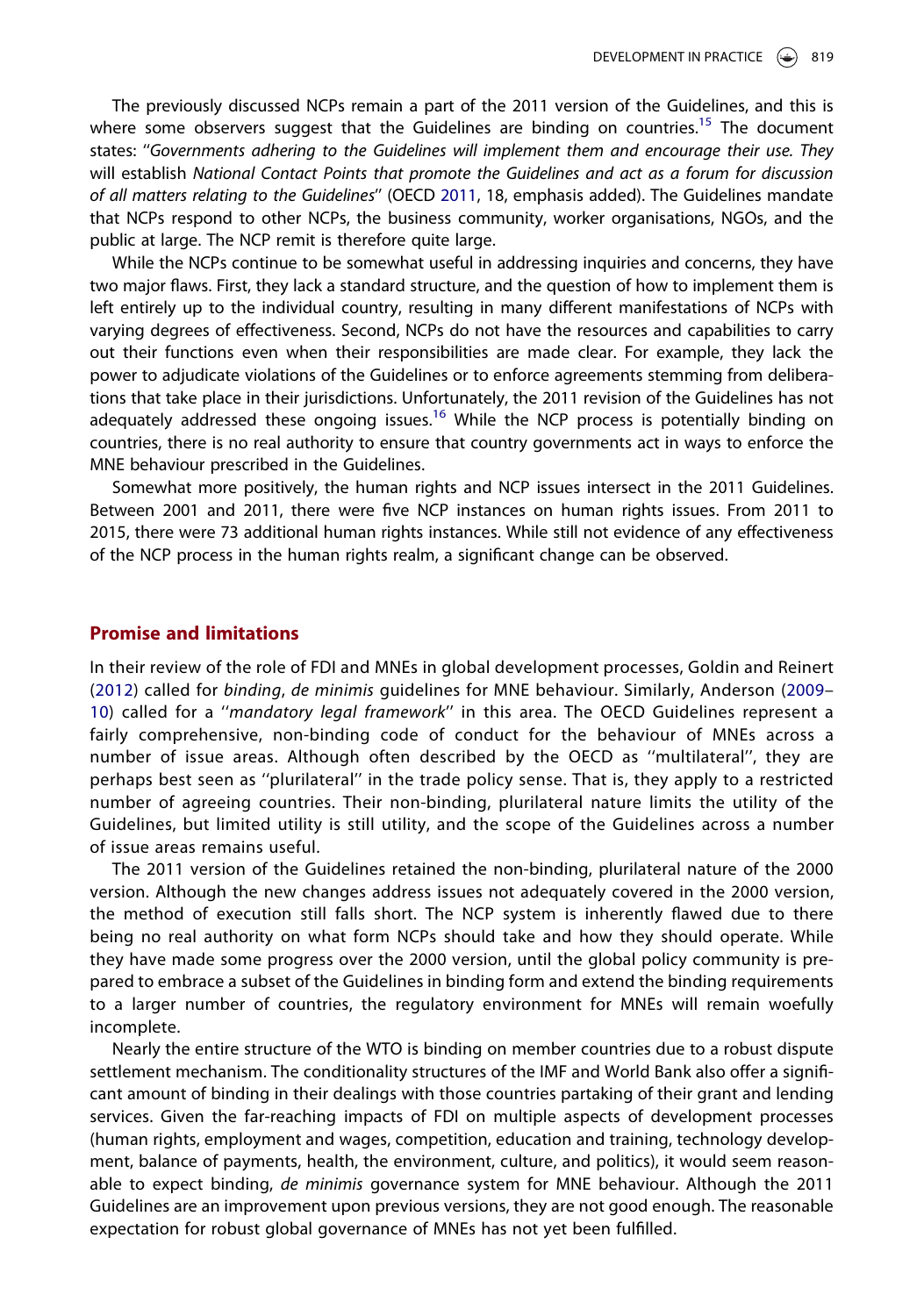The previously discussed NCPs remain a part of the 2011 version of the Guidelines, and this is where some observers suggest that the Guidelines are binding on countries.[15] The document states: ''*Governments adhering to the Guidelines will implement them and encourage their use. They* will establish *National Contact Points that promote the Guidelines and act as a forum for discussion of all matters relating to the Guidelines*'' (OECD 2011, 18, emphasis added). The Guidelines mandate that NCPs respond to other NCPs, the business community, worker organisations, NGOs, and the public at large. The NCP remit is therefore quite large.

While the NCPs continue to be somewhat useful in addressing inquiries and concerns, they have two major flaws. First, they lack a standard structure, and the question of how to implement them is left entirely up to the individual country, resulting in many different manifestations of NCPs with varying degrees of effectiveness. Second, NCPs do not have the resources and capabilities to carry out their functions even when their responsibilities are made clear. For example, they lack the power to adjudicate violations of the Guidelines or to enforce agreements stemming from deliberations that take place in their jurisdictions. Unfortunately, the 2011 revision of the Guidelines has not adequately addressed these ongoing issues.[16] While the NCP process is potentially binding on countries, there is no real authority to ensure that country governments act in ways to enforce the MNE behaviour prescribed in the Guidelines.

Somewhat more positively, the human rights and NCP issues intersect in the 2011 Guidelines. Between 2001 and 2011, there were five NCP instances on human rights issues. From 2011 to 2015, there were 73 additional human rights instances. While still not evidence of any effectiveness of the NCP process in the human rights realm, a significant change can be observed.

## Promise and limitations

In their review of the role of FDI and MNEs in global development processes, Goldin and Reinert (2012) called for *binding*, *de minimis* guidelines for MNE behaviour. Similarly, Anderson (2009–10) called for a ''*mandatory legal framework*'' in this area. The OECD Guidelines represent a fairly comprehensive, non-binding code of conduct for the behaviour of MNEs across a number of issue areas. Although often described by the OECD as ''multilateral'', they are perhaps best seen as ''plurilateral'' in the trade policy sense. That is, they apply to a restricted number of agreeing countries. Their non-binding, plurilateral nature limits the utility of the Guidelines, but limited utility is still utility, and the scope of the Guidelines across a number of issue areas remains useful.

The 2011 version of the Guidelines retained the non-binding, plurilateral nature of the 2000 version. Although the new changes address issues not adequately covered in the 2000 version, the method of execution still falls short. The NCP system is inherently flawed due to there being no real authority on what form NCPs should take and how they should operate. While they have made some progress over the 2000 version, until the global policy community is prepared to embrace a subset of the Guidelines in binding form and extend the binding requirements to a larger number of countries, the regulatory environment for MNEs will remain woefully incomplete.

Nearly the entire structure of the WTO is binding on member countries due to a robust dispute settlement mechanism. The conditionality structures of the IMF and World Bank also offer a significant amount of binding in their dealings with those countries partaking of their grant and lending services. Given the far-reaching impacts of FDI on multiple aspects of development processes (human rights, employment and wages, competition, education and training, technology development, balance of payments, health, the environment, culture, and politics), it would seem reasonable to expect binding, *de minimis* governance system for MNE behaviour. Although the 2011 Guidelines are an improvement upon previous versions, they are not good enough. The reasonable expectation for robust global governance of MNEs has not yet been fulfilled.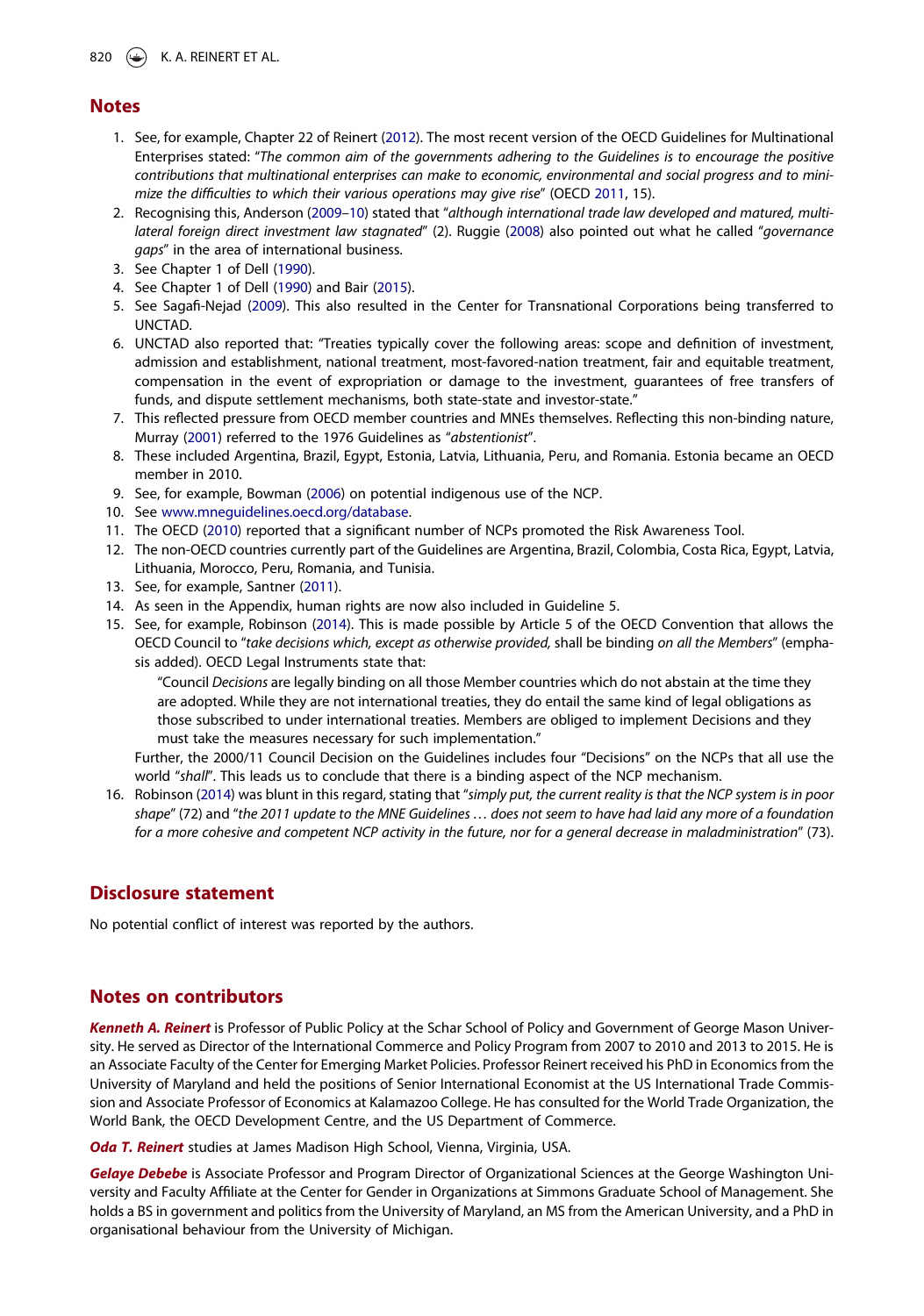## Notes

1. See, for example, Chapter 22 of Reinert (2012). The most recent version of the OECD Guidelines for Multinational Enterprises stated: "*The common aim of the governments adhering to the Guidelines is to encourage the positive contributions that multinational enterprises can make to economic, environmental and social progress and to minimize the difficulties to which their various operations may give rise*" (OECD 2011, 15).
2. Recognising this, Anderson (2009–10) stated that "*although international trade law developed and matured, multilateral foreign direct investment law stagnated*" (2). Ruggie (2008) also pointed out what he called "*governance gaps*" in the area of international business.
3. See Chapter 1 of Dell (1990).
4. See Chapter 1 of Dell (1990) and Bair (2015).
5. See Sagafi-Nejad (2009). This also resulted in the Center for Transnational Corporations being transferred to UNCTAD.
6. UNCTAD also reported that: "Treaties typically cover the following areas: scope and definition of investment, admission and establishment, national treatment, most-favored-nation treatment, fair and equitable treatment, compensation in the event of expropriation or damage to the investment, guarantees of free transfers of funds, and dispute settlement mechanisms, both state-state and investor-state."
7. This reflected pressure from OECD member countries and MNEs themselves. Reflecting this non-binding nature, Murray (2001) referred to the 1976 Guidelines as "*abstentionist*".
8. These included Argentina, Brazil, Egypt, Estonia, Latvia, Lithuania, Peru, and Romania. Estonia became an OECD member in 2010.
9. See, for example, Bowman (2006) on potential indigenous use of the NCP.
10. See www.mneguidelines.oecd.org/database.
11. The OECD (2010) reported that a significant number of NCPs promoted the Risk Awareness Tool.
12. The non-OECD countries currently part of the Guidelines are Argentina, Brazil, Colombia, Costa Rica, Egypt, Latvia, Lithuania, Morocco, Peru, Romania, and Tunisia.
13. See, for example, Santner (2011).
14. As seen in the Appendix, human rights are now also included in Guideline 5.
15. See, for example, Robinson (2014). This is made possible by Article 5 of the OECD Convention that allows the OECD Council to "*take decisions which, except as otherwise provided,* shall be binding *on all the Members*" (emphasis added). OECD Legal Instruments state that:

    "Council *Decisions* are legally binding on all those Member countries which do not abstain at the time they are adopted. While they are not international treaties, they do entail the same kind of legal obligations as those subscribed to under international treaties. Members are obliged to implement Decisions and they must take the measures necessary for such implementation."

    Further, the 2000/11 Council Decision on the Guidelines includes four "Decisions" on the NCPs that all use the world "*shall*". This leads us to conclude that there is a binding aspect of the NCP mechanism.
16. Robinson (2014) was blunt in this regard, stating that "*simply put, the current reality is that the NCP system is in poor shape*" (72) and "*the 2011 update to the MNE Guidelines … does not seem to have had laid any more of a foundation for a more cohesive and competent NCP activity in the future, nor for a general decrease in maladministration*" (73).

## Disclosure statement

No potential conflict of interest was reported by the authors.

## Notes on contributors

***Kenneth A. Reinert*** is Professor of Public Policy at the Schar School of Policy and Government of George Mason University. He served as Director of the International Commerce and Policy Program from 2007 to 2010 and 2013 to 2015. He is an Associate Faculty of the Center for Emerging Market Policies. Professor Reinert received his PhD in Economics from the University of Maryland and held the positions of Senior International Economist at the US International Trade Commission and Associate Professor of Economics at Kalamazoo College. He has consulted for the World Trade Organization, the World Bank, the OECD Development Centre, and the US Department of Commerce.

***Oda T. Reinert*** studies at James Madison High School, Vienna, Virginia, USA.

***Gelaye Debebe*** is Associate Professor and Program Director of Organizational Sciences at the George Washington University and Faculty Affiliate at the Center for Gender in Organizations at Simmons Graduate School of Management. She holds a BS in government and politics from the University of Maryland, an MS from the American University, and a PhD in organisational behaviour from the University of Michigan.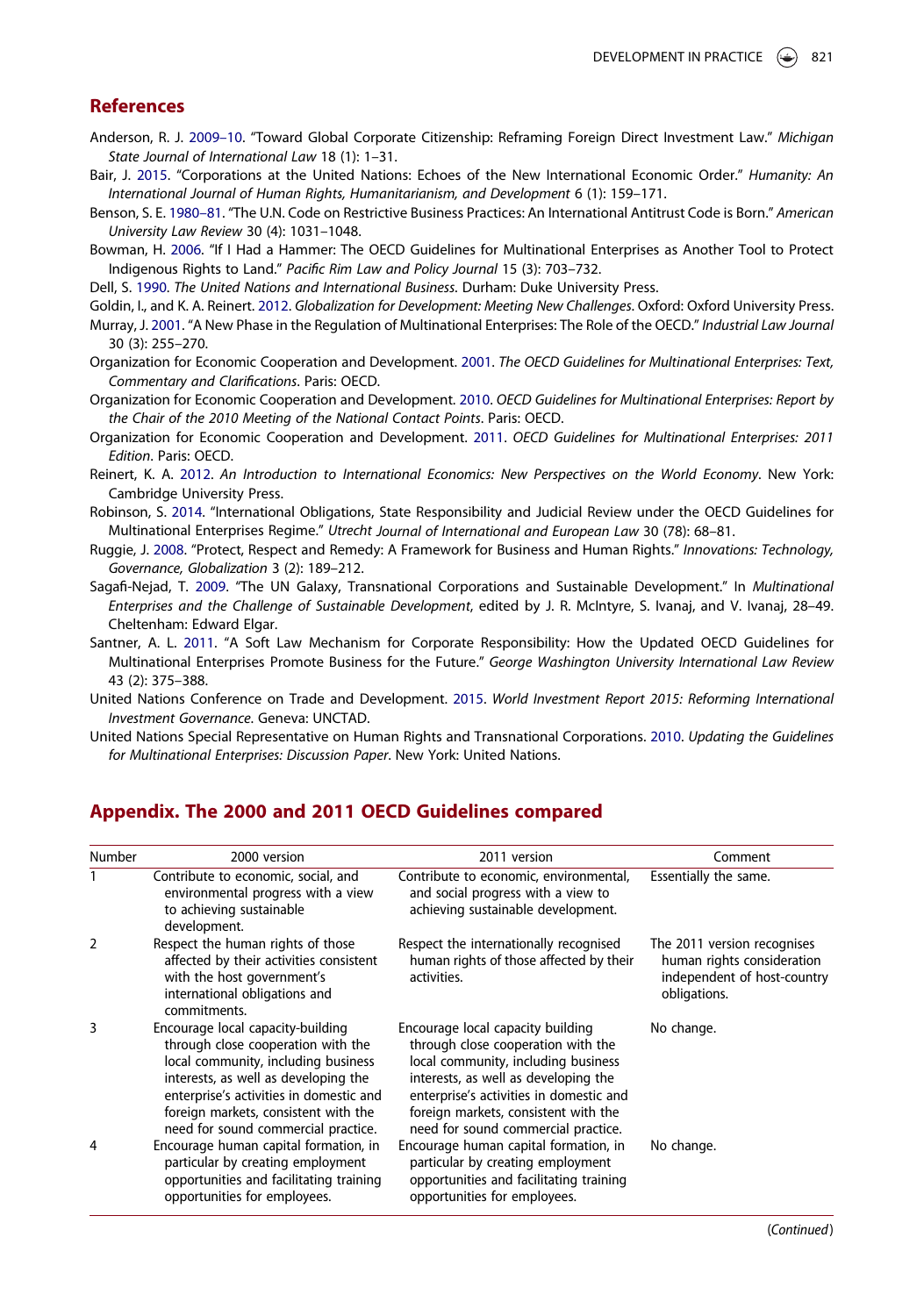## References

Anderson, R. J. 2009–10. "Toward Global Corporate Citizenship: Reframing Foreign Direct Investment Law." *Michigan State Journal of International Law* 18 (1): 1–31.

Bair, J. 2015. "Corporations at the United Nations: Echoes of the New International Economic Order." *Humanity: An International Journal of Human Rights, Humanitarianism, and Development* 6 (1): 159–171.

Benson, S. E. 1980–81. "The U.N. Code on Restrictive Business Practices: An International Antitrust Code is Born." *American University Law Review* 30 (4): 1031–1048.

Bowman, H. 2006. "If I Had a Hammer: The OECD Guidelines for Multinational Enterprises as Another Tool to Protect Indigenous Rights to Land." *Pacific Rim Law and Policy Journal* 15 (3): 703–732.

Dell, S. 1990. *The United Nations and International Business*. Durham: Duke University Press.

Goldin, I., and K. A. Reinert. 2012. *Globalization for Development: Meeting New Challenges*. Oxford: Oxford University Press.

Murray, J. 2001. "A New Phase in the Regulation of Multinational Enterprises: The Role of the OECD." *Industrial Law Journal* 30 (3): 255–270.

Organization for Economic Cooperation and Development. 2001. *The OECD Guidelines for Multinational Enterprises: Text, Commentary and Clarifications*. Paris: OECD.

Organization for Economic Cooperation and Development. 2010. *OECD Guidelines for Multinational Enterprises: Report by the Chair of the 2010 Meeting of the National Contact Points*. Paris: OECD.

Organization for Economic Cooperation and Development. 2011. *OECD Guidelines for Multinational Enterprises: 2011 Edition*. Paris: OECD.

Reinert, K. A. 2012. *An Introduction to International Economics: New Perspectives on the World Economy*. New York: Cambridge University Press.

Robinson, S. 2014. "International Obligations, State Responsibility and Judicial Review under the OECD Guidelines for Multinational Enterprises Regime." *Utrecht Journal of International and European Law* 30 (78): 68–81.

Ruggie, J. 2008. "Protect, Respect and Remedy: A Framework for Business and Human Rights." *Innovations: Technology, Governance, Globalization* 3 (2): 189–212.

Sagafi-Nejad, T. 2009. "The UN Galaxy, Transnational Corporations and Sustainable Development." In *Multinational Enterprises and the Challenge of Sustainable Development*, edited by J. R. McIntyre, S. Ivanaj, and V. Ivanaj, 28–49. Cheltenham: Edward Elgar.

Santner, A. L. 2011. "A Soft Law Mechanism for Corporate Responsibility: How the Updated OECD Guidelines for Multinational Enterprises Promote Business for the Future." *George Washington University International Law Review* 43 (2): 375–388.

United Nations Conference on Trade and Development. 2015. *World Investment Report 2015: Reforming International Investment Governance*. Geneva: UNCTAD.

United Nations Special Representative on Human Rights and Transnational Corporations. 2010. *Updating the Guidelines for Multinational Enterprises: Discussion Paper*. New York: United Nations.

## Appendix. The 2000 and 2011 OECD Guidelines compared

| Number | 2000 version | 2011 version | Comment |
|---|---|---|---|
| 1 | Contribute to economic, social, and environmental progress with a view to achieving sustainable development. | Contribute to economic, environmental, and social progress with a view to achieving sustainable development. | Essentially the same. |
| 2 | Respect the human rights of those affected by their activities consistent with the host government's international obligations and commitments. | Respect the internationally recognised human rights of those affected by their activities. | The 2011 version recognises human rights consideration independent of host-country obligations. |
| 3 | Encourage local capacity-building through close cooperation with the local community, including business interests, as well as developing the enterprise's activities in domestic and foreign markets, consistent with the need for sound commercial practice. | Encourage local capacity building through close cooperation with the local community, including business interests, as well as developing the enterprise's activities in domestic and foreign markets, consistent with the need for sound commercial practice. | No change. |
| 4 | Encourage human capital formation, in particular by creating employment opportunities and facilitating training opportunities for employees. | Encourage human capital formation, in particular by creating employment opportunities and facilitating training opportunities for employees. | No change. |

(*Continued*)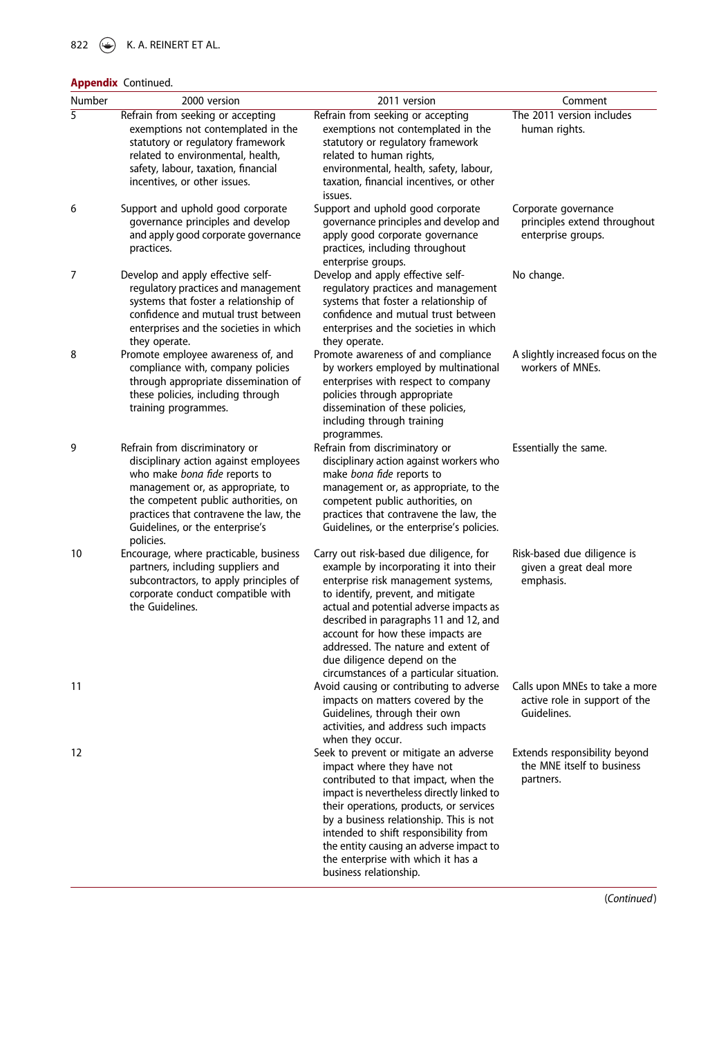**Appendix** Continued.

| Number | 2000 version | 2011 version | Comment |
|---|---|---|---|
| 5 | Refrain from seeking or accepting exemptions not contemplated in the statutory or regulatory framework related to environmental, health, safety, labour, taxation, financial incentives, or other issues. | Refrain from seeking or accepting exemptions not contemplated in the statutory or regulatory framework related to human rights, environmental, health, safety, labour, taxation, financial incentives, or other issues. | The 2011 version includes human rights. |
| 6 | Support and uphold good corporate governance principles and develop and apply good corporate governance practices. | Support and uphold good corporate governance principles and develop and apply good corporate governance practices, including throughout enterprise groups. | Corporate governance principles extend throughout enterprise groups. |
| 7 | Develop and apply effective self-regulatory practices and management systems that foster a relationship of confidence and mutual trust between enterprises and the societies in which they operate. | Develop and apply effective self-regulatory practices and management systems that foster a relationship of confidence and mutual trust between enterprises and the societies in which they operate. | No change. |
| 8 | Promote employee awareness of, and compliance with, company policies through appropriate dissemination of these policies, including through training programmes. | Promote awareness of and compliance by workers employed by multinational enterprises with respect to company policies through appropriate dissemination of these policies, including through training programmes. | A slightly increased focus on the workers of MNEs. |
| 9 | Refrain from discriminatory or disciplinary action against employees who make *bona fide* reports to management or, as appropriate, to the competent public authorities, on practices that contravene the law, the Guidelines, or the enterprise's policies. | Refrain from discriminatory or disciplinary action against workers who make *bona fide* reports to management or, as appropriate, to the competent public authorities, on practices that contravene the law, the Guidelines, or the enterprise's policies. | Essentially the same. |
| 10 | Encourage, where practicable, business partners, including suppliers and subcontractors, to apply principles of corporate conduct compatible with the Guidelines. | Carry out risk-based due diligence, for example by incorporating it into their enterprise risk management systems, to identify, prevent, and mitigate actual and potential adverse impacts as described in paragraphs 11 and 12, and account for how these impacts are addressed. The nature and extent of due diligence depend on the circumstances of a particular situation. | Risk-based due diligence is given a great deal more emphasis. |
| 11 | | Avoid causing or contributing to adverse impacts on matters covered by the Guidelines, through their own activities, and address such impacts when they occur. | Calls upon MNEs to take a more active role in support of the Guidelines. |
| 12 | | Seek to prevent or mitigate an adverse impact where they have not contributed to that impact, when the impact is nevertheless directly linked to their operations, products, or services by a business relationship. This is not intended to shift responsibility from the entity causing an adverse impact to the enterprise with which it has a business relationship. | Extends responsibility beyond the MNE itself to business partners. |

(*Continued*)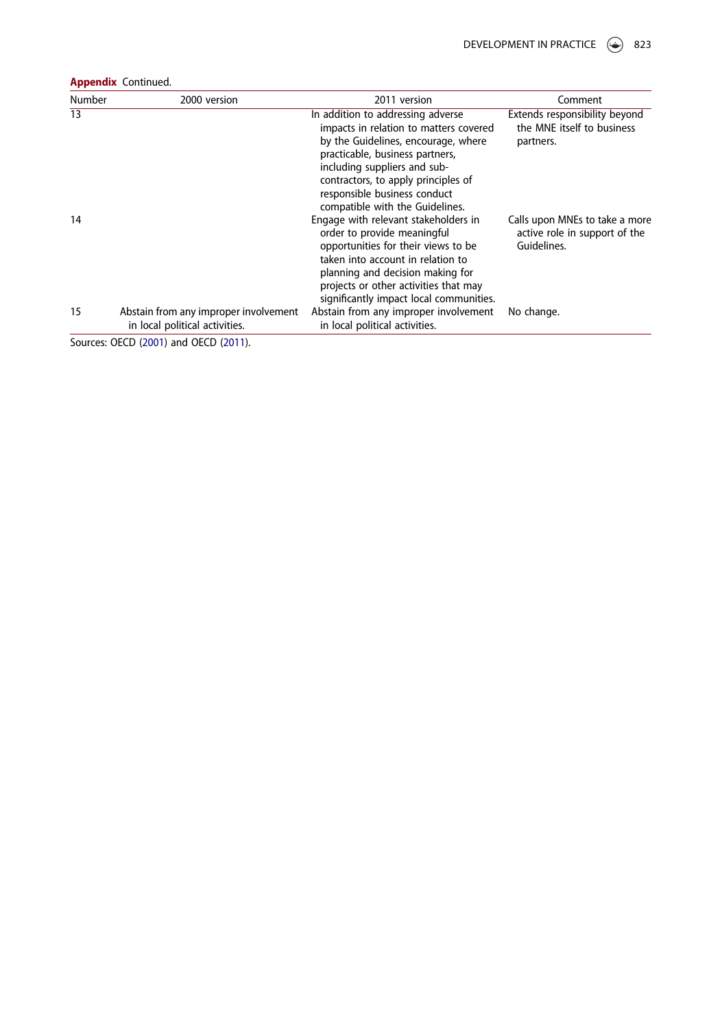**Appendix** Continued.

| Number | 2000 version | 2011 version | Comment |
|---|---|---|---|
| 13 | | In addition to addressing adverse impacts in relation to matters covered by the Guidelines, encourage, where practicable, business partners, including suppliers and sub-contractors, to apply principles of responsible business conduct compatible with the Guidelines. | Extends responsibility beyond the MNE itself to business partners. |
| 14 | | Engage with relevant stakeholders in order to provide meaningful opportunities for their views to be taken into account in relation to planning and decision making for projects or other activities that may significantly impact local communities. | Calls upon MNEs to take a more active role in support of the Guidelines. |
| 15 | Abstain from any improper involvement in local political activities. | Abstain from any improper involvement in local political activities. | No change. |

Sources: OECD (2001) and OECD (2011).